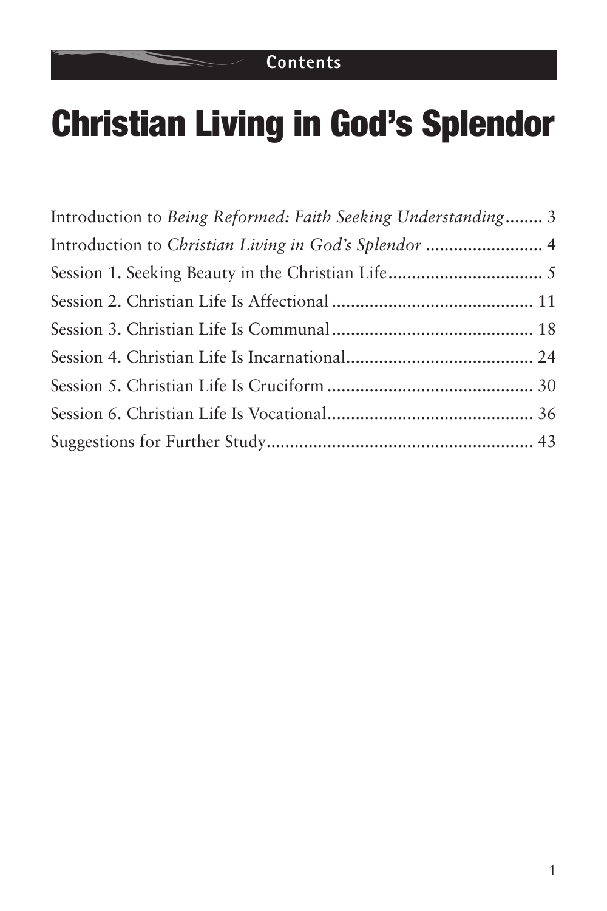Contents

# Christian Living in God's Splendor

Introduction to *Being Reformed: Faith Seeking Understanding*........ 3
Introduction to *Christian Living in God's Splendor* ......................... 4
Session 1. Seeking Beauty in the Christian Life................................. 5
Session 2. Christian Life Is Affectional ........................................... 11
Session 3. Christian Life Is Communal ........................................... 18
Session 4. Christian Life Is Incarnational........................................ 24
Session 5. Christian Life Is Cruciform ............................................ 30
Session 6. Christian Life Is Vocational............................................ 36
Suggestions for Further Study......................................................... 43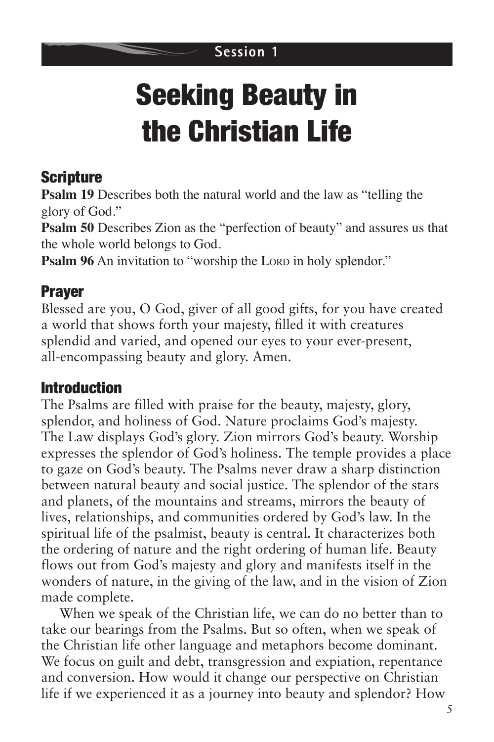Session 1

# Seeking Beauty in the Christian Life

## Scripture

**Psalm 19** Describes both the natural world and the law as "telling the glory of God."

**Psalm 50** Describes Zion as the "perfection of beauty" and assures us that the whole world belongs to God.

**Psalm 96** An invitation to "worship the LORD in holy splendor."

## Prayer

Blessed are you, O God, giver of all good gifts, for you have created a world that shows forth your majesty, filled it with creatures splendid and varied, and opened our eyes to your ever-present, all-encompassing beauty and glory. Amen.

## Introduction

The Psalms are filled with praise for the beauty, majesty, glory, splendor, and holiness of God. Nature proclaims God's majesty. The Law displays God's glory. Zion mirrors God's beauty. Worship expresses the splendor of God's holiness. The temple provides a place to gaze on God's beauty. The Psalms never draw a sharp distinction between natural beauty and social justice. The splendor of the stars and planets, of the mountains and streams, mirrors the beauty of lives, relationships, and communities ordered by God's law. In the spiritual life of the psalmist, beauty is central. It characterizes both the ordering of nature and the right ordering of human life. Beauty flows out from God's majesty and glory and manifests itself in the wonders of nature, in the giving of the law, and in the vision of Zion made complete.

When we speak of the Christian life, we can do no better than to take our bearings from the Psalms. But so often, when we speak of the Christian life other language and metaphors become dominant. We focus on guilt and debt, transgression and expiation, repentance and conversion. How would it change our perspective on Christian life if we experienced it as a journey into beauty and splendor? How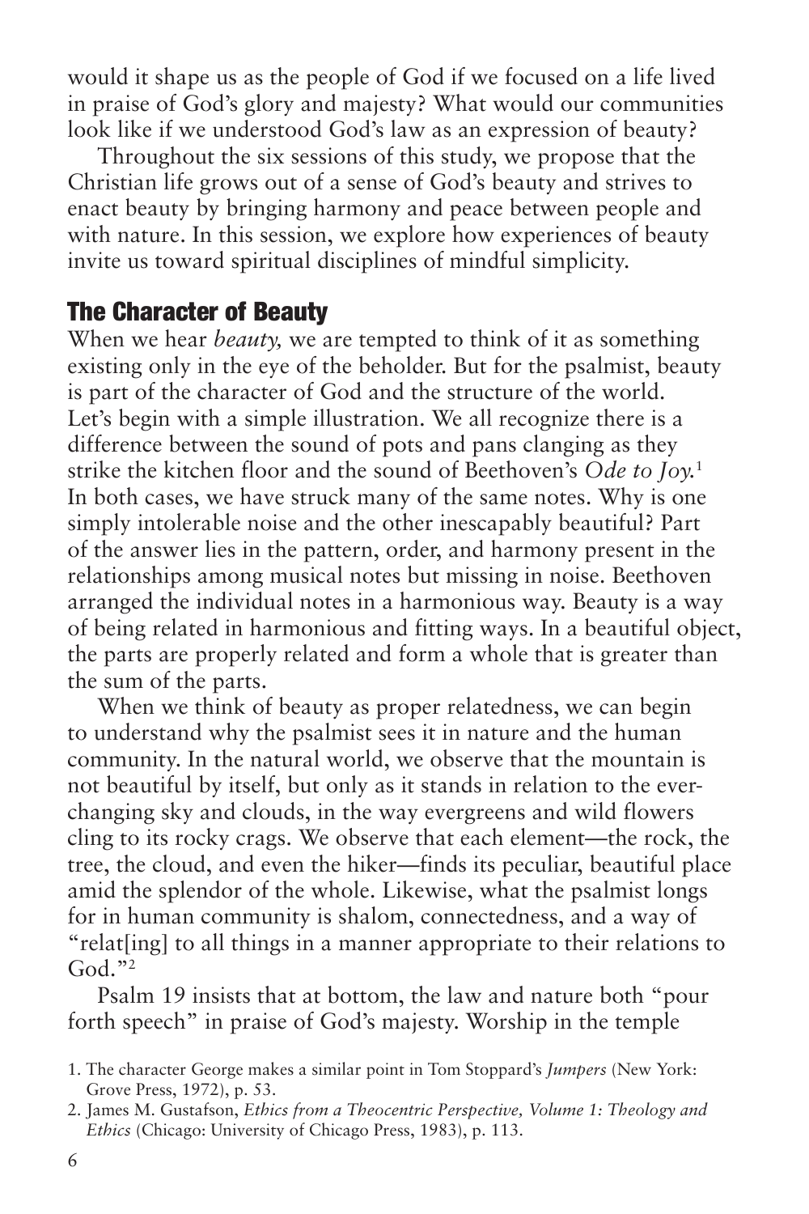would it shape us as the people of God if we focused on a life lived in praise of God's glory and majesty? What would our communities look like if we understood God's law as an expression of beauty?

Throughout the six sessions of this study, we propose that the Christian life grows out of a sense of God's beauty and strives to enact beauty by bringing harmony and peace between people and with nature. In this session, we explore how experiences of beauty invite us toward spiritual disciplines of mindful simplicity.

## The Character of Beauty

When we hear *beauty,* we are tempted to think of it as something existing only in the eye of the beholder. But for the psalmist, beauty is part of the character of God and the structure of the world. Let's begin with a simple illustration. We all recognize there is a difference between the sound of pots and pans clanging as they strike the kitchen floor and the sound of Beethoven's *Ode to Joy.*[1] In both cases, we have struck many of the same notes. Why is one simply intolerable noise and the other inescapably beautiful? Part of the answer lies in the pattern, order, and harmony present in the relationships among musical notes but missing in noise. Beethoven arranged the individual notes in a harmonious way. Beauty is a way of being related in harmonious and fitting ways. In a beautiful object, the parts are properly related and form a whole that is greater than the sum of the parts.

When we think of beauty as proper relatedness, we can begin to understand why the psalmist sees it in nature and the human community. In the natural world, we observe that the mountain is not beautiful by itself, but only as it stands in relation to the ever-changing sky and clouds, in the way evergreens and wild flowers cling to its rocky crags. We observe that each element—the rock, the tree, the cloud, and even the hiker—finds its peculiar, beautiful place amid the splendor of the whole. Likewise, what the psalmist longs for in human community is shalom, connectedness, and a way of "relat[ing] to all things in a manner appropriate to their relations to God."[2]

Psalm 19 insists that at bottom, the law and nature both "pour forth speech" in praise of God's majesty. Worship in the temple

1. The character George makes a similar point in Tom Stoppard's *Jumpers* (New York: Grove Press, 1972), p. 53.
2. James M. Gustafson, *Ethics from a Theocentric Perspective, Volume 1: Theology and Ethics* (Chicago: University of Chicago Press, 1983), p. 113.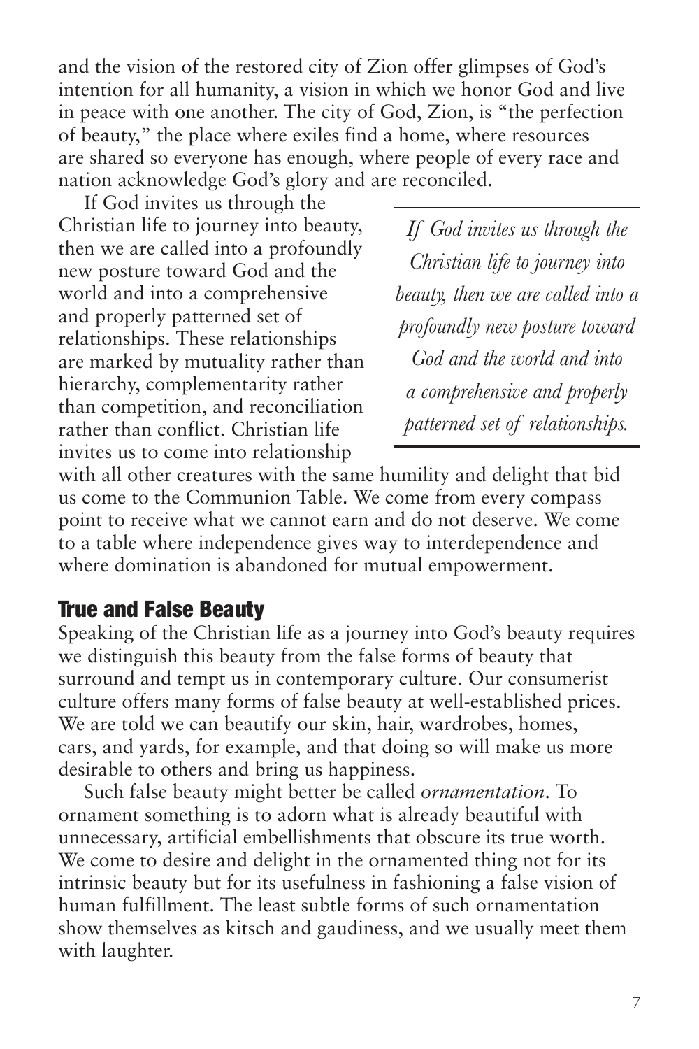and the vision of the restored city of Zion offer glimpses of God's intention for all humanity, a vision in which we honor God and live in peace with one another. The city of God, Zion, is "the perfection of beauty," the place where exiles find a home, where resources are shared so everyone has enough, where people of every race and nation acknowledge God's glory and are reconciled.

If God invites us through the Christian life to journey into beauty, then we are called into a profoundly new posture toward God and the world and into a comprehensive and properly patterned set of relationships. These relationships are marked by mutuality rather than hierarchy, complementarity rather than competition, and reconciliation rather than conflict. Christian life invites us to come into relationship with all other creatures with the same humility and delight that bid us come to the Communion Table. We come from every compass point to receive what we cannot earn and do not deserve. We come to a table where independence gives way to interdependence and where domination is abandoned for mutual empowerment.

> *If God invites us through the Christian life to journey into beauty, then we are called into a profoundly new posture toward God and the world and into a comprehensive and properly patterned set of relationships.*

## True and False Beauty

Speaking of the Christian life as a journey into God's beauty requires we distinguish this beauty from the false forms of beauty that surround and tempt us in contemporary culture. Our consumerist culture offers many forms of false beauty at well-established prices. We are told we can beautify our skin, hair, wardrobes, homes, cars, and yards, for example, and that doing so will make us more desirable to others and bring us happiness.

Such false beauty might better be called *ornamentation*. To ornament something is to adorn what is already beautiful with unnecessary, artificial embellishments that obscure its true worth. We come to desire and delight in the ornamented thing not for its intrinsic beauty but for its usefulness in fashioning a false vision of human fulfillment. The least subtle forms of such ornamentation show themselves as kitsch and gaudiness, and we usually meet them with laughter.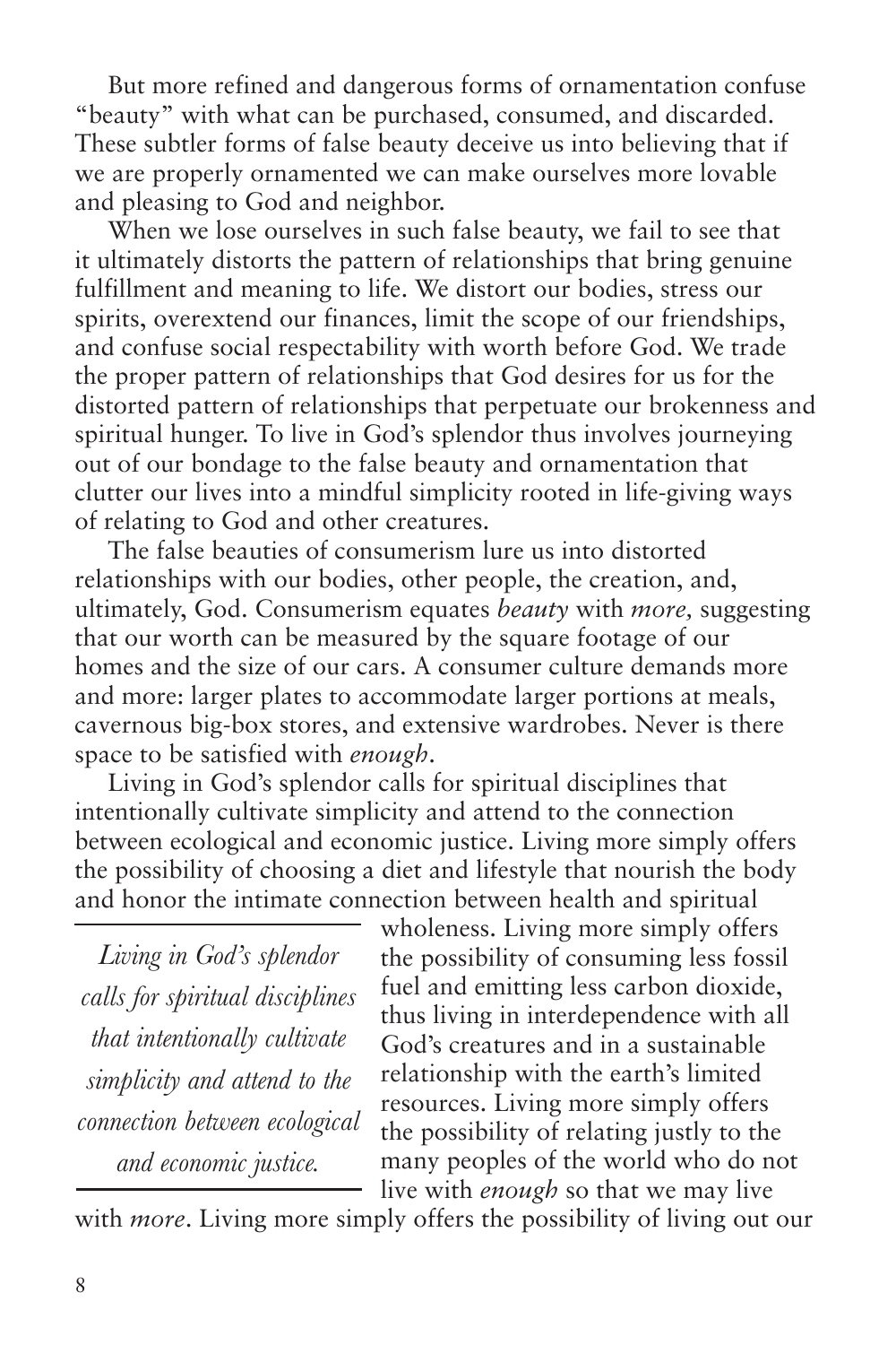But more refined and dangerous forms of ornamentation confuse "beauty" with what can be purchased, consumed, and discarded. These subtler forms of false beauty deceive us into believing that if we are properly ornamented we can make ourselves more lovable and pleasing to God and neighbor.

When we lose ourselves in such false beauty, we fail to see that it ultimately distorts the pattern of relationships that bring genuine fulfillment and meaning to life. We distort our bodies, stress our spirits, overextend our finances, limit the scope of our friendships, and confuse social respectability with worth before God. We trade the proper pattern of relationships that God desires for us for the distorted pattern of relationships that perpetuate our brokenness and spiritual hunger. To live in God's splendor thus involves journeying out of our bondage to the false beauty and ornamentation that clutter our lives into a mindful simplicity rooted in life-giving ways of relating to God and other creatures.

The false beauties of consumerism lure us into distorted relationships with our bodies, other people, the creation, and, ultimately, God. Consumerism equates *beauty* with *more,* suggesting that our worth can be measured by the square footage of our homes and the size of our cars. A consumer culture demands more and more: larger plates to accommodate larger portions at meals, cavernous big-box stores, and extensive wardrobes. Never is there space to be satisfied with *enough*.

Living in God's splendor calls for spiritual disciplines that intentionally cultivate simplicity and attend to the connection between ecological and economic justice. Living more simply offers the possibility of choosing a diet and lifestyle that nourish the body and honor the intimate connection between health and spiritual wholeness. Living more simply offers the possibility of consuming less fossil fuel and emitting less carbon dioxide, thus living in interdependence with all God's creatures and in a sustainable relationship with the earth's limited resources. Living more simply offers the possibility of relating justly to the many peoples of the world who do not live with *enough* so that we may live with *more*. Living more simply offers the possibility of living out our

> *Living in God's splendor calls for spiritual disciplines that intentionally cultivate simplicity and attend to the connection between ecological and economic justice.*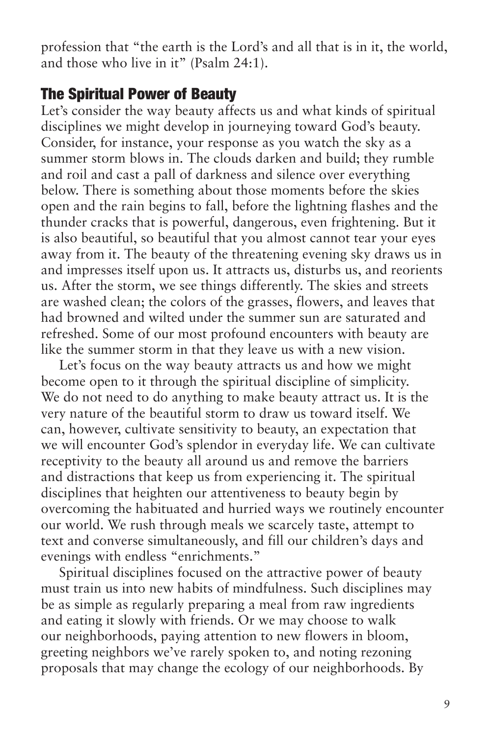profession that "the earth is the Lord's and all that is in it, the world, and those who live in it" (Psalm 24:1).

## The Spiritual Power of Beauty

Let's consider the way beauty affects us and what kinds of spiritual disciplines we might develop in journeying toward God's beauty. Consider, for instance, your response as you watch the sky as a summer storm blows in. The clouds darken and build; they rumble and roil and cast a pall of darkness and silence over everything below. There is something about those moments before the skies open and the rain begins to fall, before the lightning flashes and the thunder cracks that is powerful, dangerous, even frightening. But it is also beautiful, so beautiful that you almost cannot tear your eyes away from it. The beauty of the threatening evening sky draws us in and impresses itself upon us. It attracts us, disturbs us, and reorients us. After the storm, we see things differently. The skies and streets are washed clean; the colors of the grasses, flowers, and leaves that had browned and wilted under the summer sun are saturated and refreshed. Some of our most profound encounters with beauty are like the summer storm in that they leave us with a new vision.

Let's focus on the way beauty attracts us and how we might become open to it through the spiritual discipline of simplicity. We do not need to do anything to make beauty attract us. It is the very nature of the beautiful storm to draw us toward itself. We can, however, cultivate sensitivity to beauty, an expectation that we will encounter God's splendor in everyday life. We can cultivate receptivity to the beauty all around us and remove the barriers and distractions that keep us from experiencing it. The spiritual disciplines that heighten our attentiveness to beauty begin by overcoming the habituated and hurried ways we routinely encounter our world. We rush through meals we scarcely taste, attempt to text and converse simultaneously, and fill our children's days and evenings with endless "enrichments."

Spiritual disciplines focused on the attractive power of beauty must train us into new habits of mindfulness. Such disciplines may be as simple as regularly preparing a meal from raw ingredients and eating it slowly with friends. Or we may choose to walk our neighborhoods, paying attention to new flowers in bloom, greeting neighbors we've rarely spoken to, and noting rezoning proposals that may change the ecology of our neighborhoods. By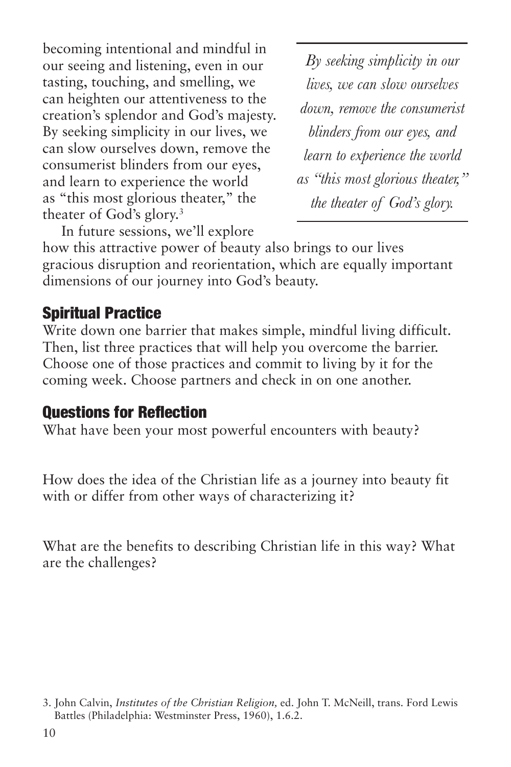becoming intentional and mindful in our seeing and listening, even in our tasting, touching, and smelling, we can heighten our attentiveness to the creation's splendor and God's majesty. By seeking simplicity in our lives, we can slow ourselves down, remove the consumerist blinders from our eyes, and learn to experience the world as "this most glorious theater," the theater of God's glory.[3]

*By seeking simplicity in our lives, we can slow ourselves down, remove the consumerist blinders from our eyes, and learn to experience the world as "this most glorious theater," the theater of God's glory.*

In future sessions, we'll explore how this attractive power of beauty also brings to our lives gracious disruption and reorientation, which are equally important dimensions of our journey into God's beauty.

## Spiritual Practice

Write down one barrier that makes simple, mindful living difficult. Then, list three practices that will help you overcome the barrier. Choose one of those practices and commit to living by it for the coming week. Choose partners and check in on one another.

## Questions for Reflection

What have been your most powerful encounters with beauty?

How does the idea of the Christian life as a journey into beauty fit with or differ from other ways of characterizing it?

What are the benefits to describing Christian life in this way? What are the challenges?

3. John Calvin, *Institutes of the Christian Religion,* ed. John T. McNeill, trans. Ford Lewis Battles (Philadelphia: Westminster Press, 1960), 1.6.2.